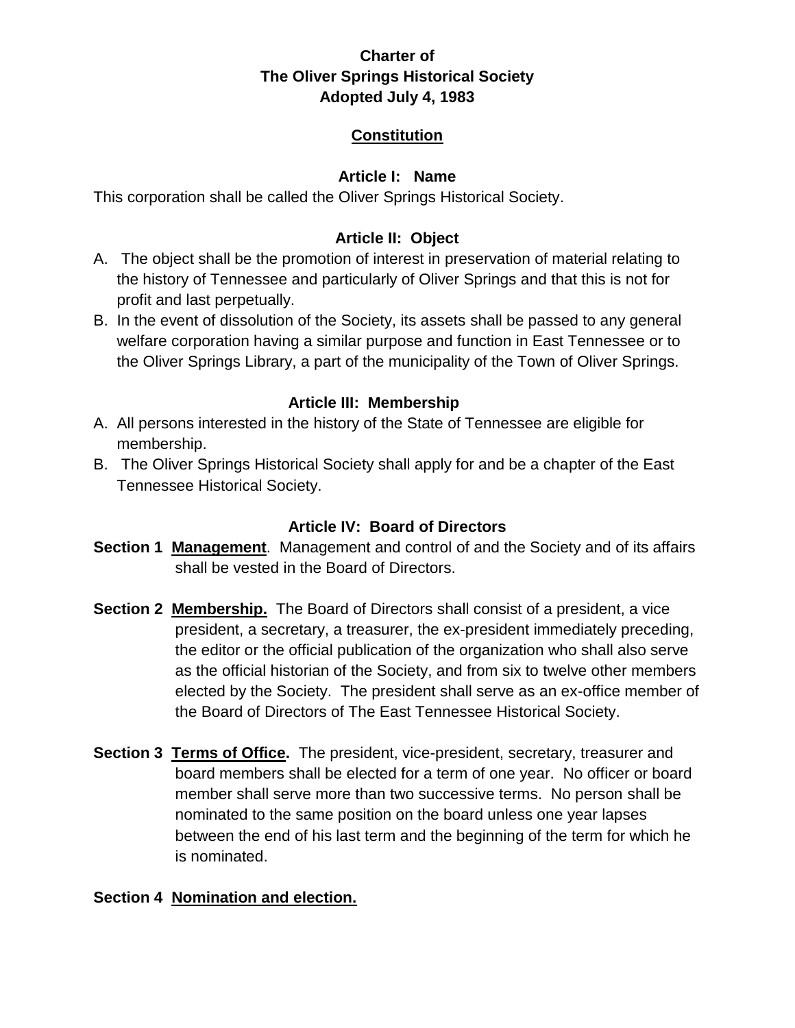# Charter of
# The Oliver Springs Historical Society
# Adopted July 4, 1983

## Constitution

### Article I: Name

This corporation shall be called the Oliver Springs Historical Society.

### Article II: Object

A. The object shall be the promotion of interest in preservation of material relating to the history of Tennessee and particularly of Oliver Springs and that this is not for profit and last perpetually.

B. In the event of dissolution of the Society, its assets shall be passed to any general welfare corporation having a similar purpose and function in East Tennessee or to the Oliver Springs Library, a part of the municipality of the Town of Oliver Springs.

### Article III: Membership

A. All persons interested in the history of the State of Tennessee are eligible for membership.

B. The Oliver Springs Historical Society shall apply for and be a chapter of the East Tennessee Historical Society.

### Article IV: Board of Directors

**Section 1** **Management**. Management and control of and the Society and of its affairs shall be vested in the Board of Directors.

**Section 2** **Membership.** The Board of Directors shall consist of a president, a vice president, a secretary, a treasurer, the ex-president immediately preceding, the editor or the official publication of the organization who shall also serve as the official historian of the Society, and from six to twelve other members elected by the Society. The president shall serve as an ex-office member of the Board of Directors of The East Tennessee Historical Society.

**Section 3** **Terms of Office.** The president, vice-president, secretary, treasurer and board members shall be elected for a term of one year. No officer or board member shall serve more than two successive terms. No person shall be nominated to the same position on the board unless one year lapses between the end of his last term and the beginning of the term for which he is nominated.

**Section 4** **Nomination and election.**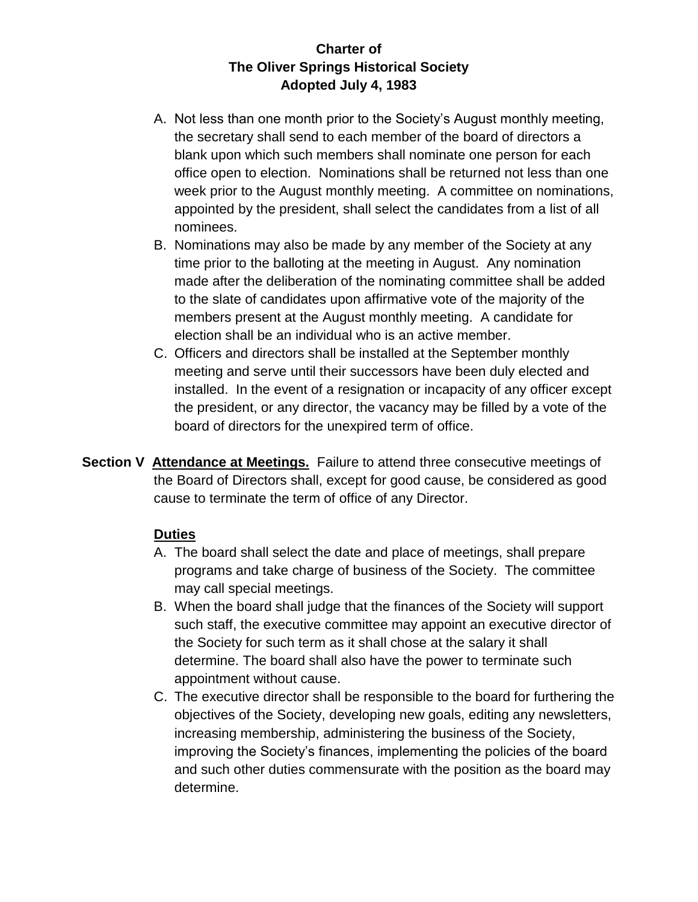A. Not less than one month prior to the Society's August monthly meeting, the secretary shall send to each member of the board of directors a blank upon which such members shall nominate one person for each office open to election. Nominations shall be returned not less than one week prior to the August monthly meeting. A committee on nominations, appointed by the president, shall select the candidates from a list of all nominees.
B. Nominations may also be made by any member of the Society at any time prior to the balloting at the meeting in August. Any nomination made after the deliberation of the nominating committee shall be added to the slate of candidates upon affirmative vote of the majority of the members present at the August monthly meeting. A candidate for election shall be an individual who is an active member.
C. Officers and directors shall be installed at the September monthly meeting and serve until their successors have been duly elected and installed. In the event of a resignation or incapacity of any officer except the president, or any director, the vacancy may be filled by a vote of the board of directors for the unexpired term of office.

**Section V** **Attendance at Meetings.** Failure to attend three consecutive meetings of the Board of Directors shall, except for good cause, be considered as good cause to terminate the term of office of any Director.

**Duties**

A. The board shall select the date and place of meetings, shall prepare programs and take charge of business of the Society. The committee may call special meetings.
B. When the board shall judge that the finances of the Society will support such staff, the executive committee may appoint an executive director of the Society for such term as it shall chose at the salary it shall determine. The board shall also have the power to terminate such appointment without cause.
C. The executive director shall be responsible to the board for furthering the objectives of the Society, developing new goals, editing any newsletters, increasing membership, administering the business of the Society, improving the Society's finances, implementing the policies of the board and such other duties commensurate with the position as the board may determine.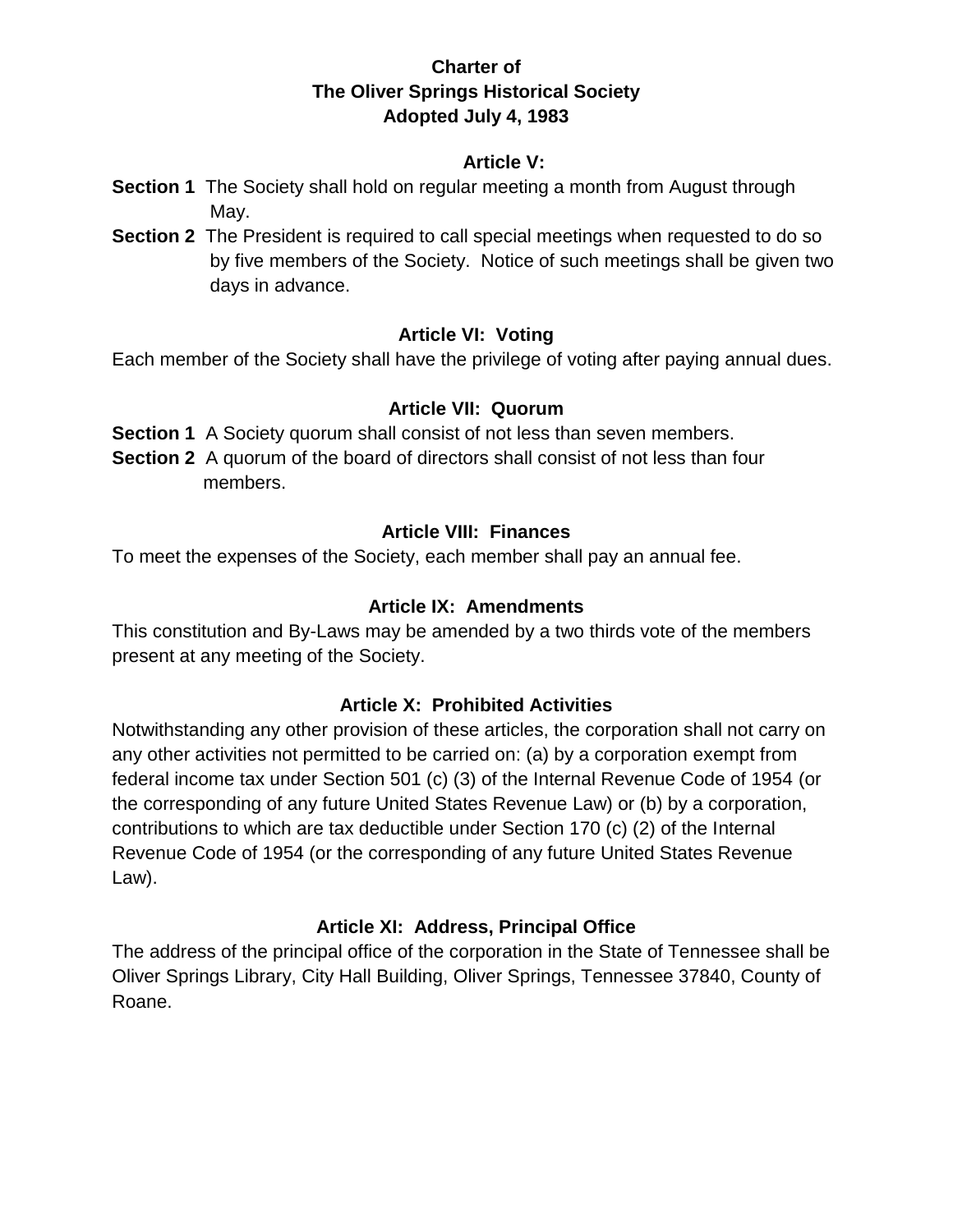**Charter of**
**The Oliver Springs Historical Society**
**Adopted July 4, 1983**

## Article V:

**Section 1** The Society shall hold on regular meeting a month from August through May.

**Section 2** The President is required to call special meetings when requested to do so by five members of the Society. Notice of such meetings shall be given two days in advance.

## Article VI: Voting

Each member of the Society shall have the privilege of voting after paying annual dues.

## Article VII: Quorum

**Section 1** A Society quorum shall consist of not less than seven members.

**Section 2** A quorum of the board of directors shall consist of not less than four members.

## Article VIII: Finances

To meet the expenses of the Society, each member shall pay an annual fee.

## Article IX: Amendments

This constitution and By-Laws may be amended by a two thirds vote of the members present at any meeting of the Society.

## Article X: Prohibited Activities

Notwithstanding any other provision of these articles, the corporation shall not carry on any other activities not permitted to be carried on: (a) by a corporation exempt from federal income tax under Section 501 (c) (3) of the Internal Revenue Code of 1954 (or the corresponding of any future United States Revenue Law) or (b) by a corporation, contributions to which are tax deductible under Section 170 (c) (2) of the Internal Revenue Code of 1954 (or the corresponding of any future United States Revenue Law).

## Article XI: Address, Principal Office

The address of the principal office of the corporation in the State of Tennessee shall be Oliver Springs Library, City Hall Building, Oliver Springs, Tennessee 37840, County of Roane.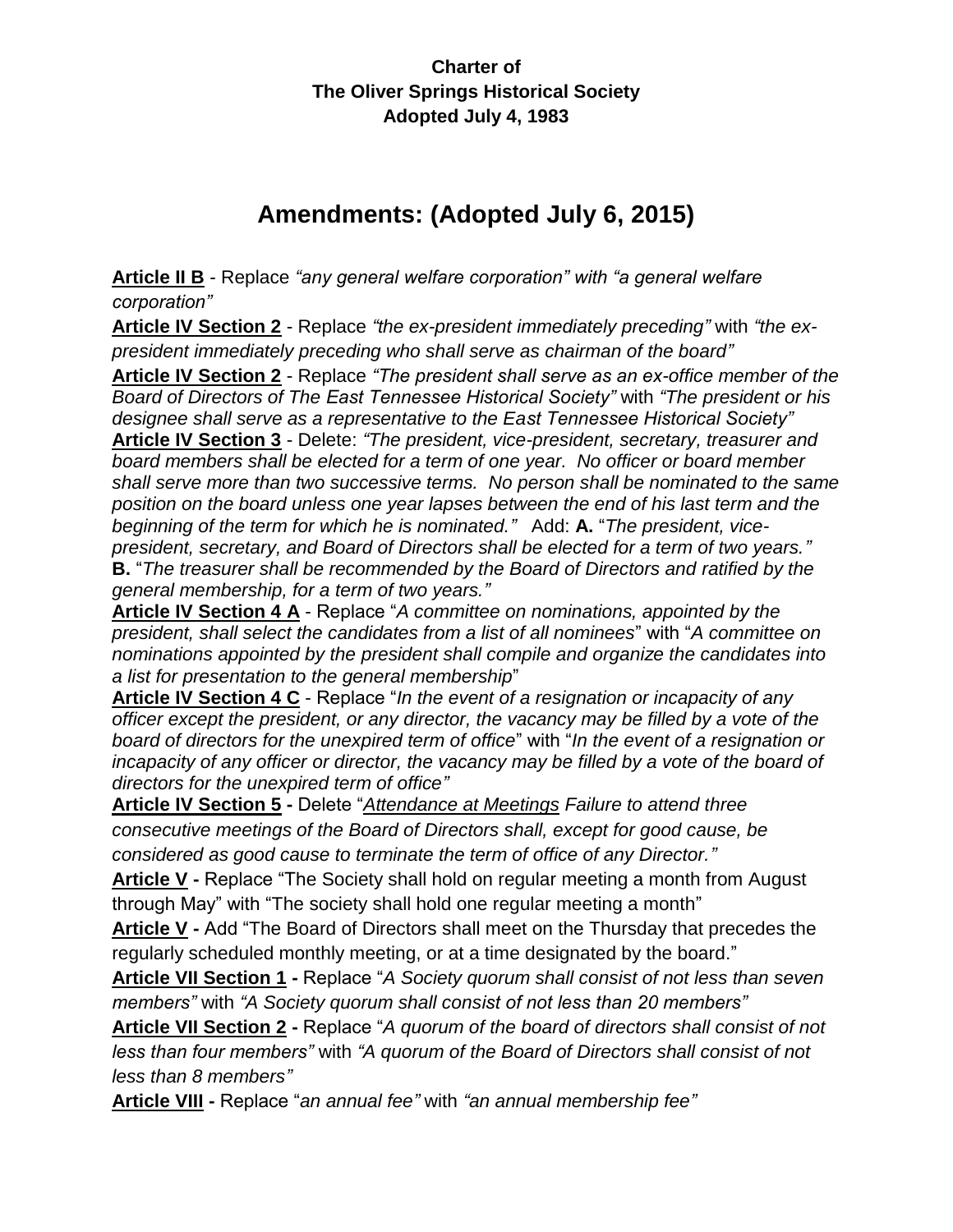**Charter of**
**The Oliver Springs Historical Society**
**Adopted July 4, 1983**

# Amendments: (Adopted July 6, 2015)

**Article II B** - Replace *"any general welfare corporation" with "a general welfare corporation"*

**Article IV Section 2** - Replace *"the ex-president immediately preceding"* with *"the ex-president immediately preceding who shall serve as chairman of the board"*

**Article IV Section 2** - Replace *"The president shall serve as an ex-office member of the Board of Directors of The East Tennessee Historical Society"* with *"The president or his designee shall serve as a representative to the East Tennessee Historical Society"*

**Article IV Section 3** - Delete: *"The president, vice-president, secretary, treasurer and board members shall be elected for a term of one year. No officer or board member shall serve more than two successive terms. No person shall be nominated to the same position on the board unless one year lapses between the end of his last term and the beginning of the term for which he is nominated."* Add: **A.** "*The president, vice-president, secretary, and Board of Directors shall be elected for a term of two years."* **B.** "*The treasurer shall be recommended by the Board of Directors and ratified by the general membership, for a term of two years."*

**Article IV Section 4 A** - Replace "*A committee on nominations, appointed by the president, shall select the candidates from a list of all nominees*" with "*A committee on nominations appointed by the president shall compile and organize the candidates into a list for presentation to the general membership*"

**Article IV Section 4 C** - Replace "*In the event of a resignation or incapacity of any officer except the president, or any director, the vacancy may be filled by a vote of the board of directors for the unexpired term of office*" with "*In the event of a resignation or incapacity of any officer or director, the vacancy may be filled by a vote of the board of directors for the unexpired term of office"*

**Article IV Section 5 -** Delete "*Attendance at Meetings Failure to attend three consecutive meetings of the Board of Directors shall, except for good cause, be considered as good cause to terminate the term of office of any Director."*

**Article V -** Replace "The Society shall hold on regular meeting a month from August through May" with "The society shall hold one regular meeting a month"

**Article V -** Add "The Board of Directors shall meet on the Thursday that precedes the regularly scheduled monthly meeting, or at a time designated by the board."

**Article VII Section 1 -** Replace "*A Society quorum shall consist of not less than seven members"* with *"A Society quorum shall consist of not less than 20 members"*

**Article VII Section 2 -** Replace "*A quorum of the board of directors shall consist of not less than four members"* with *"A quorum of the Board of Directors shall consist of not less than 8 members"*

**Article VIII -** Replace "*an annual fee"* with *"an annual membership fee"*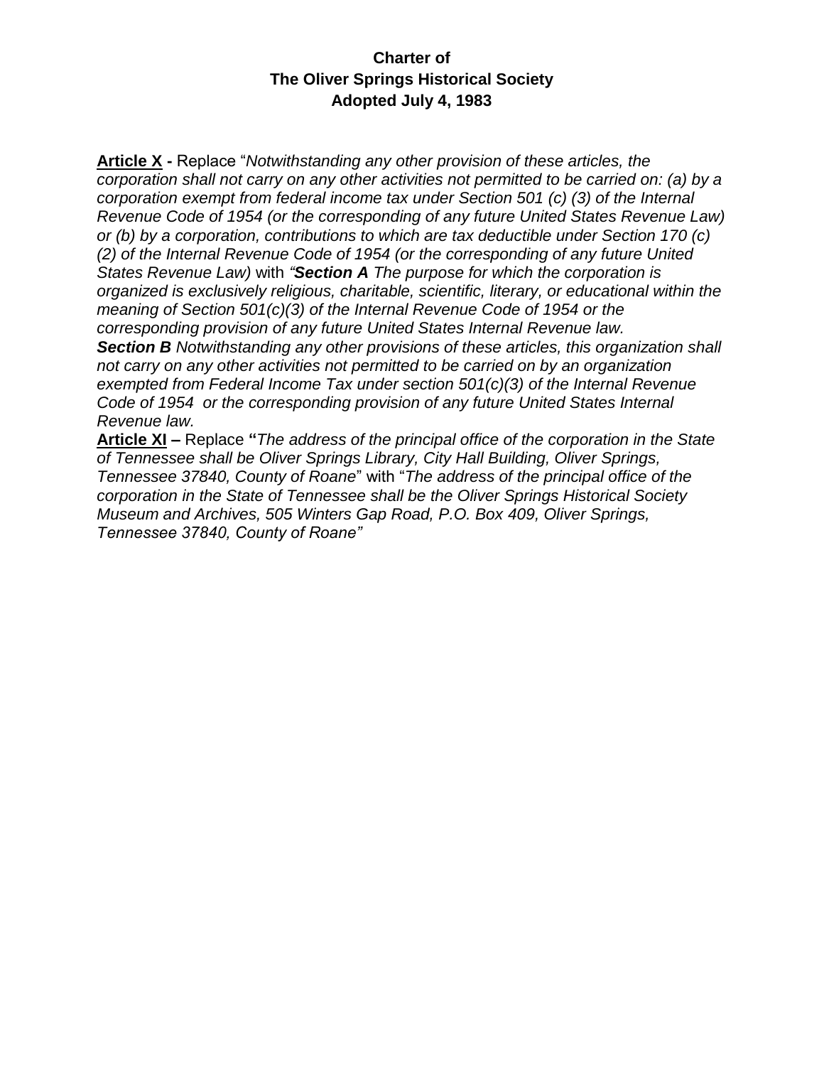**Charter of**
**The Oliver Springs Historical Society**
**Adopted July 4, 1983**

**Article X -** Replace "*Notwithstanding any other provision of these articles, the corporation shall not carry on any other activities not permitted to be carried on: (a) by a corporation exempt from federal income tax under Section 501 (c) (3) of the Internal Revenue Code of 1954 (or the corresponding of any future United States Revenue Law) or (b) by a corporation, contributions to which are tax deductible under Section 170 (c) (2) of the Internal Revenue Code of 1954 (or the corresponding of any future United States Revenue Law)* with *"**Section A** The purpose for which the corporation is organized is exclusively religious, charitable, scientific, literary, or educational within the meaning of Section 501(c)(3) of the Internal Revenue Code of 1954 or the corresponding provision of any future United States Internal Revenue law.*
***Section B** Notwithstanding any other provisions of these articles, this organization shall not carry on any other activities not permitted to be carried on by an organization exempted from Federal Income Tax under section 501(c)(3) of the Internal Revenue Code of 1954 or the corresponding provision of any future United States Internal Revenue law.*

**Article XI –** Replace **"***The address of the principal office of the corporation in the State of Tennessee shall be Oliver Springs Library, City Hall Building, Oliver Springs, Tennessee 37840, County of Roane*" with "*The address of the principal office of the corporation in the State of Tennessee shall be the Oliver Springs Historical Society Museum and Archives, 505 Winters Gap Road, P.O. Box 409, Oliver Springs, Tennessee 37840, County of Roane"*